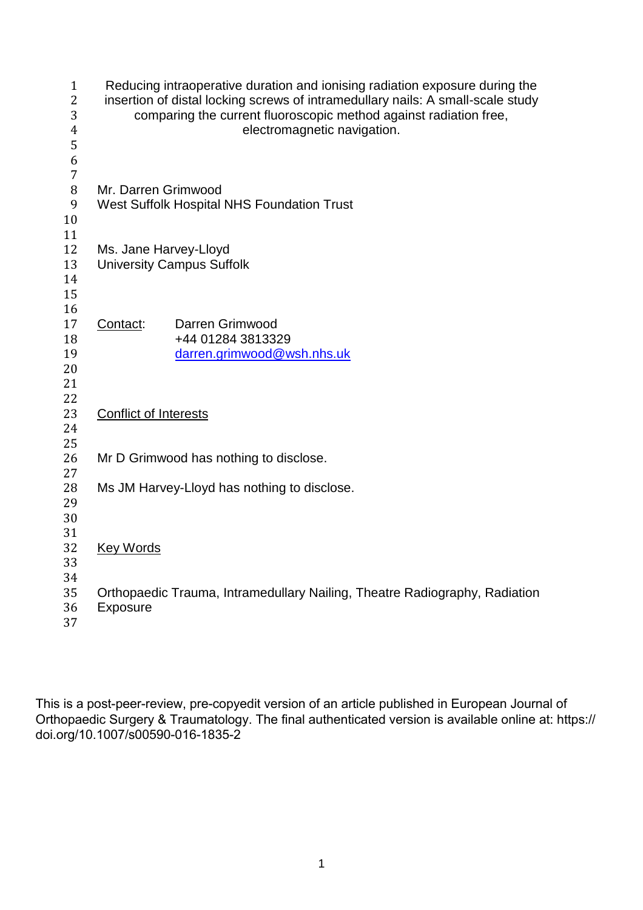# Reducing intraoperative duration and ionising radiation exposure during the insertion of distal locking screws of intramedullary nails: A small-scale study comparing the current fluoroscopic method against radiation free, electromagnetic navigation.

Mr. Darren Grimwood
West Suffolk Hospital NHS Foundation Trust

Ms. Jane Harvey-Lloyd
University Campus Suffolk

Contact: Darren Grimwood
+44 01284 3813329
darren.grimwood@wsh.nhs.uk

## Conflict of Interests

Mr D Grimwood has nothing to disclose.

Ms JM Harvey-Lloyd has nothing to disclose.

## Key Words

Orthopaedic Trauma, Intramedullary Nailing, Theatre Radiography, Radiation Exposure

This is a post-peer-review, pre-copyedit version of an article published in European Journal of Orthopaedic Surgery & Traumatology. The final authenticated version is available online at: https://doi.org/10.1007/s00590-016-1835-2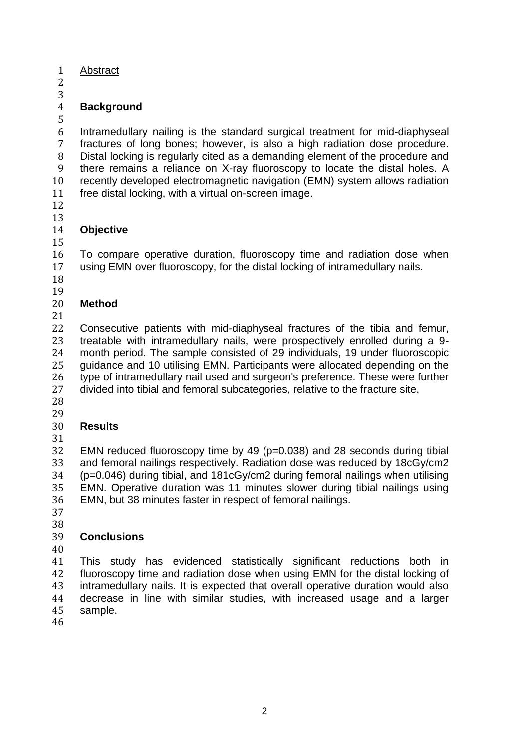Abstract

## Background

Intramedullary nailing is the standard surgical treatment for mid-diaphyseal fractures of long bones; however, is also a high radiation dose procedure. Distal locking is regularly cited as a demanding element of the procedure and there remains a reliance on X-ray fluoroscopy to locate the distal holes. A recently developed electromagnetic navigation (EMN) system allows radiation free distal locking, with a virtual on-screen image.

## Objective

To compare operative duration, fluoroscopy time and radiation dose when using EMN over fluoroscopy, for the distal locking of intramedullary nails.

## Method

Consecutive patients with mid-diaphyseal fractures of the tibia and femur, treatable with intramedullary nails, were prospectively enrolled during a 9-month period. The sample consisted of 29 individuals, 19 under fluoroscopic guidance and 10 utilising EMN. Participants were allocated depending on the type of intramedullary nail used and surgeon's preference. These were further divided into tibial and femoral subcategories, relative to the fracture site.

## Results

EMN reduced fluoroscopy time by 49 ($p=0.038$) and 28 seconds during tibial and femoral nailings respectively. Radiation dose was reduced by 18cGy/cm2 ($p=0.046$) during tibial, and 181cGy/cm2 during femoral nailings when utilising EMN. Operative duration was 11 minutes slower during tibial nailings using EMN, but 38 minutes faster in respect of femoral nailings.

## Conclusions

This study has evidenced statistically significant reductions both in fluoroscopy time and radiation dose when using EMN for the distal locking of intramedullary nails. It is expected that overall operative duration would also decrease in line with similar studies, with increased usage and a larger sample.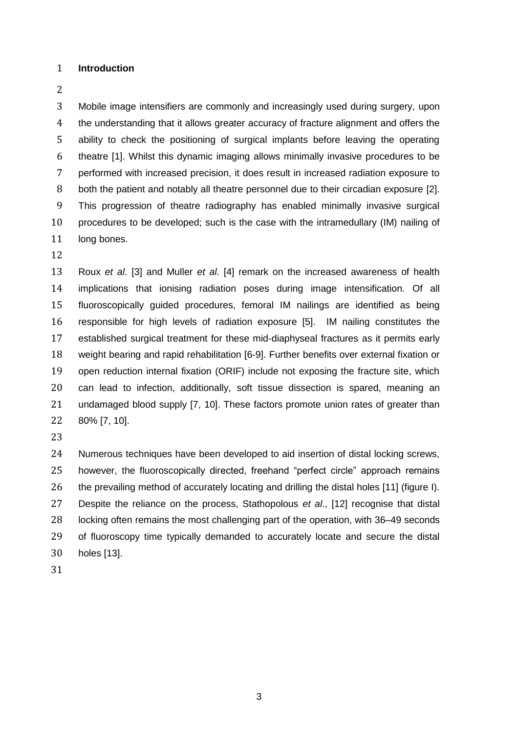## Introduction

Mobile image intensifiers are commonly and increasingly used during surgery, upon the understanding that it allows greater accuracy of fracture alignment and offers the ability to check the positioning of surgical implants before leaving the operating theatre [1]. Whilst this dynamic imaging allows minimally invasive procedures to be performed with increased precision, it does result in increased radiation exposure to both the patient and notably all theatre personnel due to their circadian exposure [2]. This progression of theatre radiography has enabled minimally invasive surgical procedures to be developed; such is the case with the intramedullary (IM) nailing of long bones.

Roux *et al*. [3] and Muller *et al.* [4] remark on the increased awareness of health implications that ionising radiation poses during image intensification. Of all fluoroscopically guided procedures, femoral IM nailings are identified as being responsible for high levels of radiation exposure [5]. IM nailing constitutes the established surgical treatment for these mid-diaphyseal fractures as it permits early weight bearing and rapid rehabilitation [6-9]. Further benefits over external fixation or open reduction internal fixation (ORIF) include not exposing the fracture site, which can lead to infection, additionally, soft tissue dissection is spared, meaning an undamaged blood supply [7, 10]. These factors promote union rates of greater than 80% [7, 10].

Numerous techniques have been developed to aid insertion of distal locking screws, however, the fluoroscopically directed, freehand "perfect circle" approach remains the prevailing method of accurately locating and drilling the distal holes [11] (figure I). Despite the reliance on the process, Stathopolous *et al*., [12] recognise that distal locking often remains the most challenging part of the operation, with 36–49 seconds of fluoroscopy time typically demanded to accurately locate and secure the distal holes [13].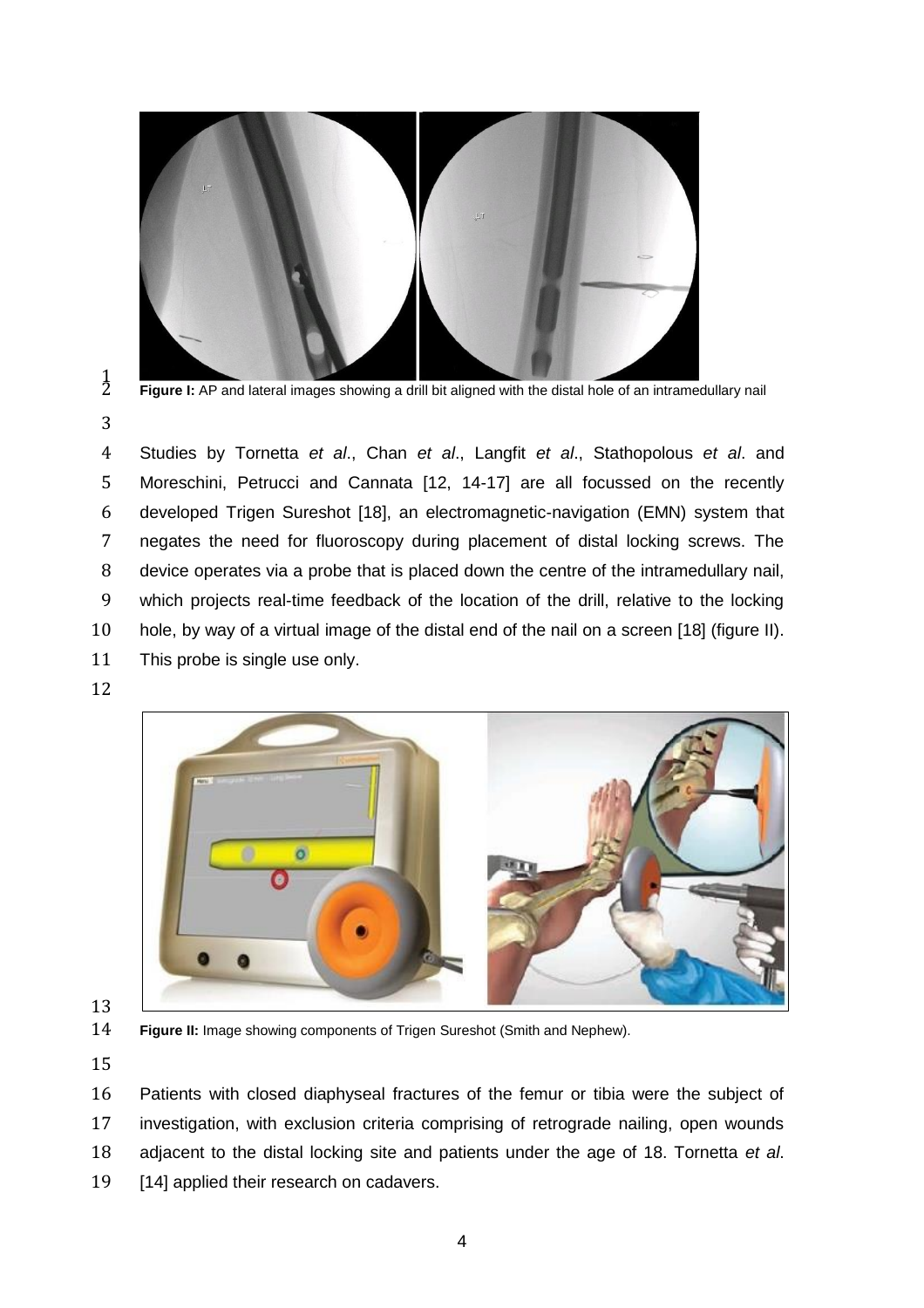**Figure I:** AP and lateral images showing a drill bit aligned with the distal hole of an intramedullary nail

Studies by Tornetta *et al*., Chan *et al*., Langfit *et al*., Stathopolous *et al*. and Moreschini, Petrucci and Cannata [12, 14-17] are all focussed on the recently developed Trigen Sureshot [18], an electromagnetic-navigation (EMN) system that negates the need for fluoroscopy during placement of distal locking screws. The device operates via a probe that is placed down the centre of the intramedullary nail, which projects real-time feedback of the location of the drill, relative to the locking hole, by way of a virtual image of the distal end of the nail on a screen [18] (figure II). This probe is single use only.

**Figure II:** Image showing components of Trigen Sureshot (Smith and Nephew).

Patients with closed diaphyseal fractures of the femur or tibia were the subject of investigation, with exclusion criteria comprising of retrograde nailing, open wounds adjacent to the distal locking site and patients under the age of 18. Tornetta *et al*. [14] applied their research on cadavers.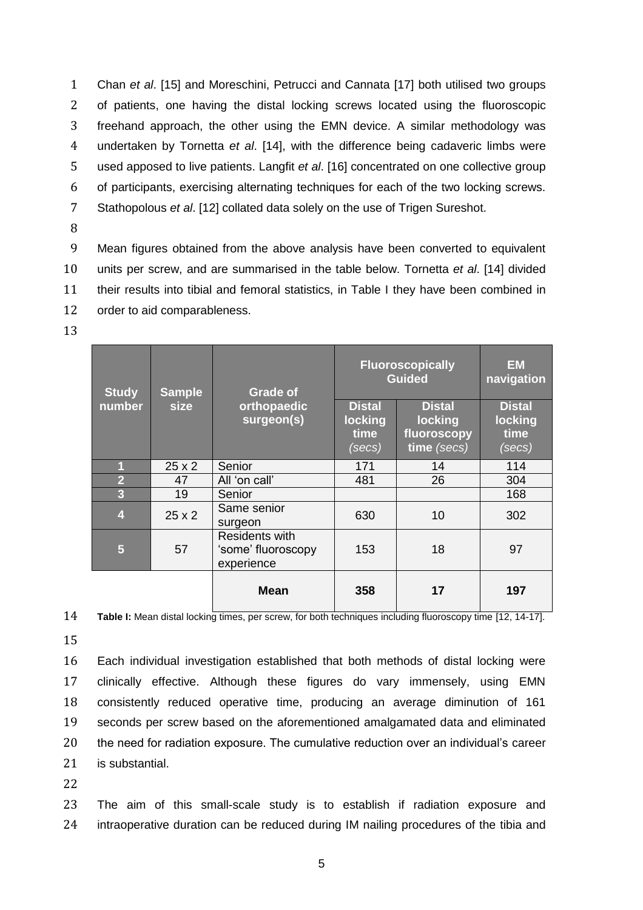Chan *et al*. [15] and Moreschini, Petrucci and Cannata [17] both utilised two groups of patients, one having the distal locking screws located using the fluoroscopic freehand approach, the other using the EMN device. A similar methodology was undertaken by Tornetta *et al*. [14], with the difference being cadaveric limbs were used apposed to live patients. Langfit *et al*. [16] concentrated on one collective group of participants, exercising alternating techniques for each of the two locking screws. Stathopolous *et al*. [12] collated data solely on the use of Trigen Sureshot.

Mean figures obtained from the above analysis have been converted to equivalent units per screw, and are summarised in the table below. Tornetta *et al*. [14] divided their results into tibial and femoral statistics, in Table I they have been combined in order to aid comparableness.

| Study number | Sample size | Grade of orthopaedic surgeon(s) | Fluoroscopically Guided | | EM navigation |
|---|---|---|---|---|---|
| | | | Distal locking time *(secs)* | Distal locking fluoroscopy time *(secs)* | Distal locking time *(secs)* |
| 1 | 25 x 2 | Senior | 171 | 14 | 114 |
| 2 | 47 | All 'on call' | 481 | 26 | 304 |
| 3 | 19 | Senior | | | 168 |
| 4 | 25 x 2 | Same senior surgeon | 630 | 10 | 302 |
| 5 | 57 | Residents with 'some' fluoroscopy experience | 153 | 18 | 97 |
| | | **Mean** | **358** | **17** | **197** |

**Table I:** Mean distal locking times, per screw, for both techniques including fluoroscopy time [12, 14-17].

Each individual investigation established that both methods of distal locking were clinically effective. Although these figures do vary immensely, using EMN consistently reduced operative time, producing an average diminution of 161 seconds per screw based on the aforementioned amalgamated data and eliminated the need for radiation exposure. The cumulative reduction over an individual's career is substantial.

The aim of this small-scale study is to establish if radiation exposure and intraoperative duration can be reduced during IM nailing procedures of the tibia and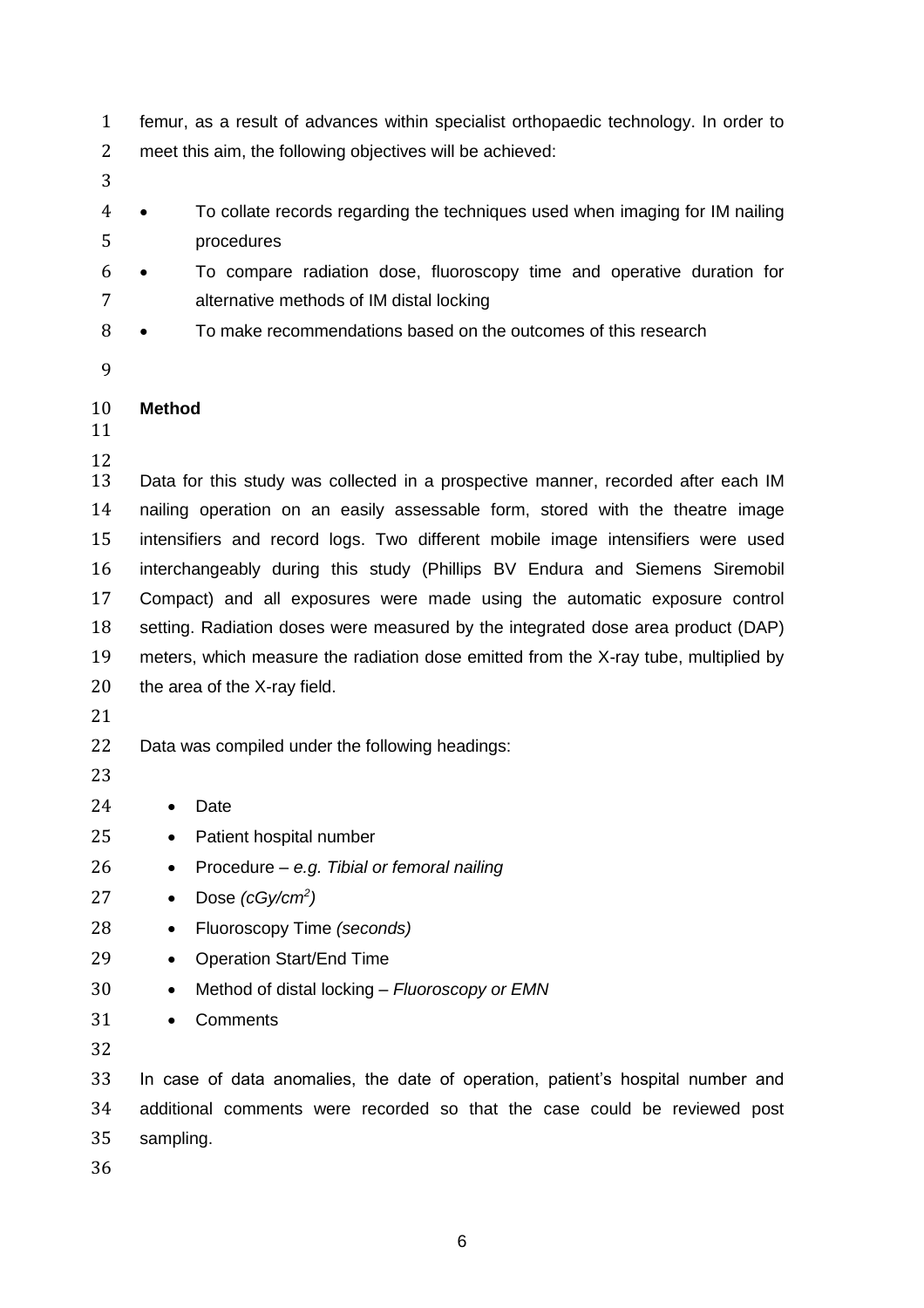femur, as a result of advances within specialist orthopaedic technology. In order to meet this aim, the following objectives will be achieved:

- To collate records regarding the techniques used when imaging for IM nailing procedures
- To compare radiation dose, fluoroscopy time and operative duration for alternative methods of IM distal locking
- To make recommendations based on the outcomes of this research

**Method**

Data for this study was collected in a prospective manner, recorded after each IM nailing operation on an easily assessable form, stored with the theatre image intensifiers and record logs. Two different mobile image intensifiers were used interchangeably during this study (Phillips BV Endura and Siemens Siremobil Compact) and all exposures were made using the automatic exposure control setting. Radiation doses were measured by the integrated dose area product (DAP) meters, which measure the radiation dose emitted from the X-ray tube, multiplied by the area of the X-ray field.

Data was compiled under the following headings:

- Date
- Patient hospital number
- Procedure – *e.g. Tibial or femoral nailing*
- Dose *(cGy/cm$^2$)*
- Fluoroscopy Time *(seconds)*
- Operation Start/End Time
- Method of distal locking – *Fluoroscopy or EMN*
- Comments

In case of data anomalies, the date of operation, patient's hospital number and additional comments were recorded so that the case could be reviewed post sampling.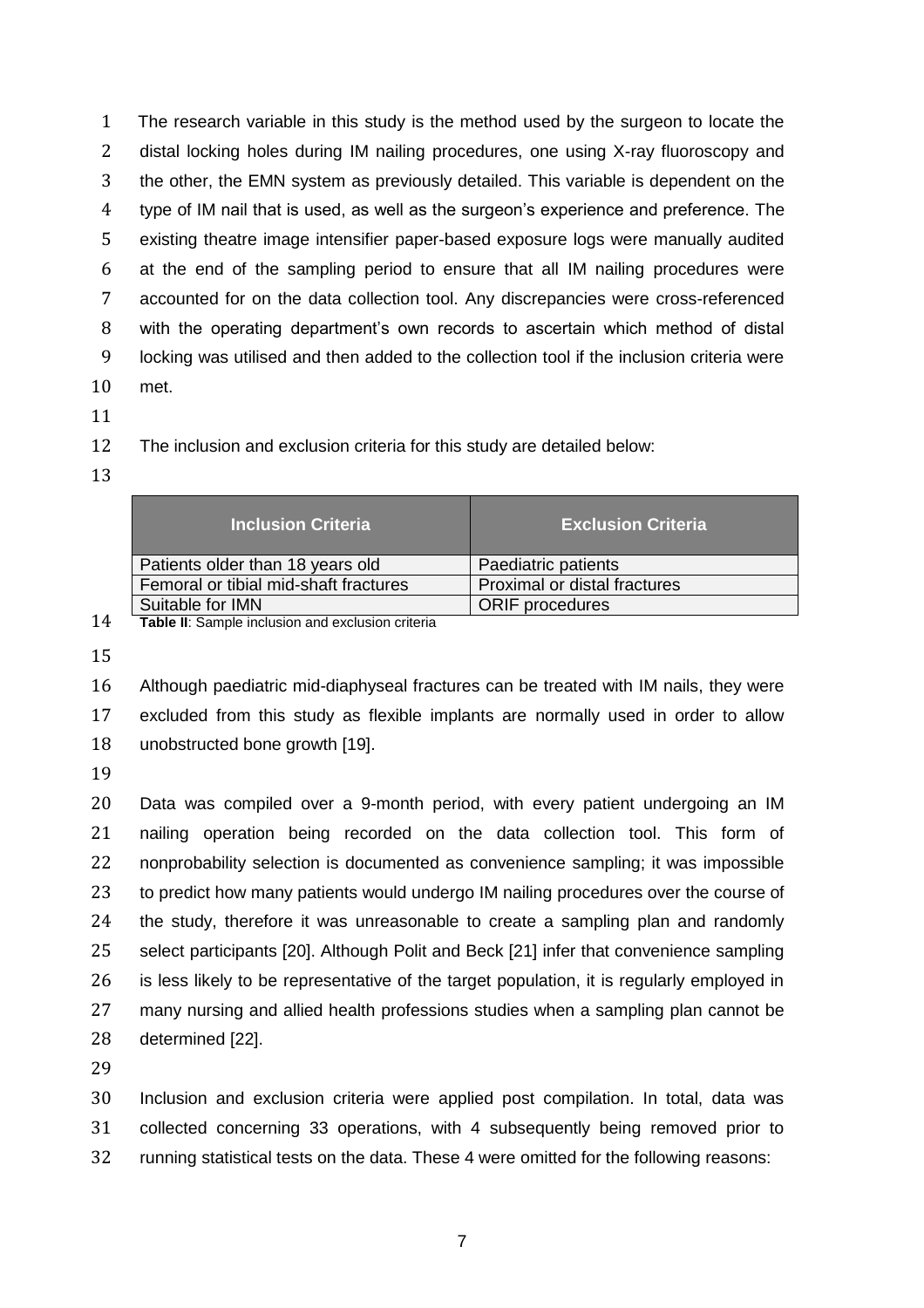The research variable in this study is the method used by the surgeon to locate the distal locking holes during IM nailing procedures, one using X-ray fluoroscopy and the other, the EMN system as previously detailed. This variable is dependent on the type of IM nail that is used, as well as the surgeon's experience and preference. The existing theatre image intensifier paper-based exposure logs were manually audited at the end of the sampling period to ensure that all IM nailing procedures were accounted for on the data collection tool. Any discrepancies were cross-referenced with the operating department's own records to ascertain which method of distal locking was utilised and then added to the collection tool if the inclusion criteria were met.

The inclusion and exclusion criteria for this study are detailed below:

| Inclusion Criteria | Exclusion Criteria |
| --- | --- |
| Patients older than 18 years old | Paediatric patients |
| Femoral or tibial mid-shaft fractures | Proximal or distal fractures |
| Suitable for IMN | ORIF procedures |

**Table II**: Sample inclusion and exclusion criteria

Although paediatric mid-diaphyseal fractures can be treated with IM nails, they were excluded from this study as flexible implants are normally used in order to allow unobstructed bone growth [19].

Data was compiled over a 9-month period, with every patient undergoing an IM nailing operation being recorded on the data collection tool. This form of nonprobability selection is documented as convenience sampling; it was impossible to predict how many patients would undergo IM nailing procedures over the course of the study, therefore it was unreasonable to create a sampling plan and randomly select participants [20]. Although Polit and Beck [21] infer that convenience sampling is less likely to be representative of the target population, it is regularly employed in many nursing and allied health professions studies when a sampling plan cannot be determined [22].

Inclusion and exclusion criteria were applied post compilation. In total, data was collected concerning 33 operations, with 4 subsequently being removed prior to running statistical tests on the data. These 4 were omitted for the following reasons: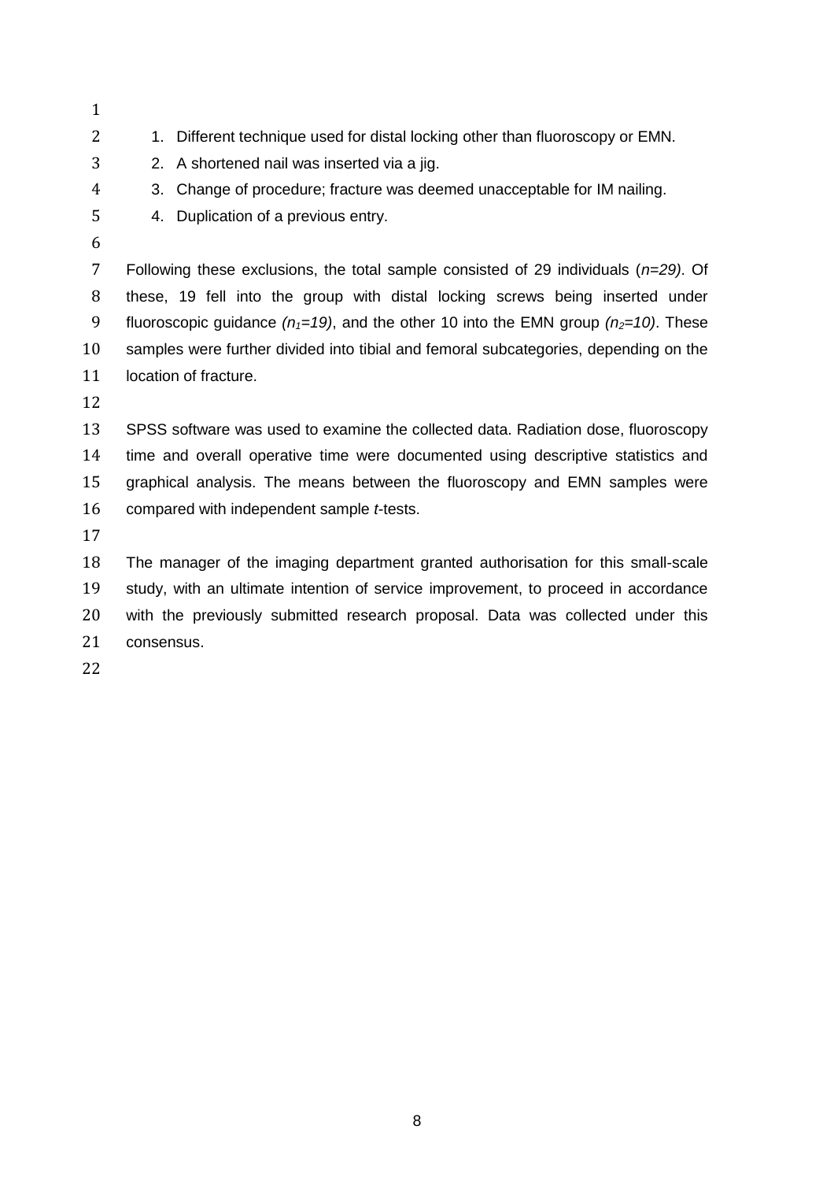1. Different technique used for distal locking other than fluoroscopy or EMN.
2. A shortened nail was inserted via a jig.
3. Change of procedure; fracture was deemed unacceptable for IM nailing.
4. Duplication of a previous entry.

Following these exclusions, the total sample consisted of 29 individuals (*n=29)*. Of these, 19 fell into the group with distal locking screws being inserted under fluoroscopic guidance *($n_1$=19)*, and the other 10 into the EMN group *($n_2$=10)*. These samples were further divided into tibial and femoral subcategories, depending on the location of fracture.

SPSS software was used to examine the collected data. Radiation dose, fluoroscopy time and overall operative time were documented using descriptive statistics and graphical analysis. The means between the fluoroscopy and EMN samples were compared with independent sample *t*-tests.

The manager of the imaging department granted authorisation for this small-scale study, with an ultimate intention of service improvement, to proceed in accordance with the previously submitted research proposal. Data was collected under this consensus.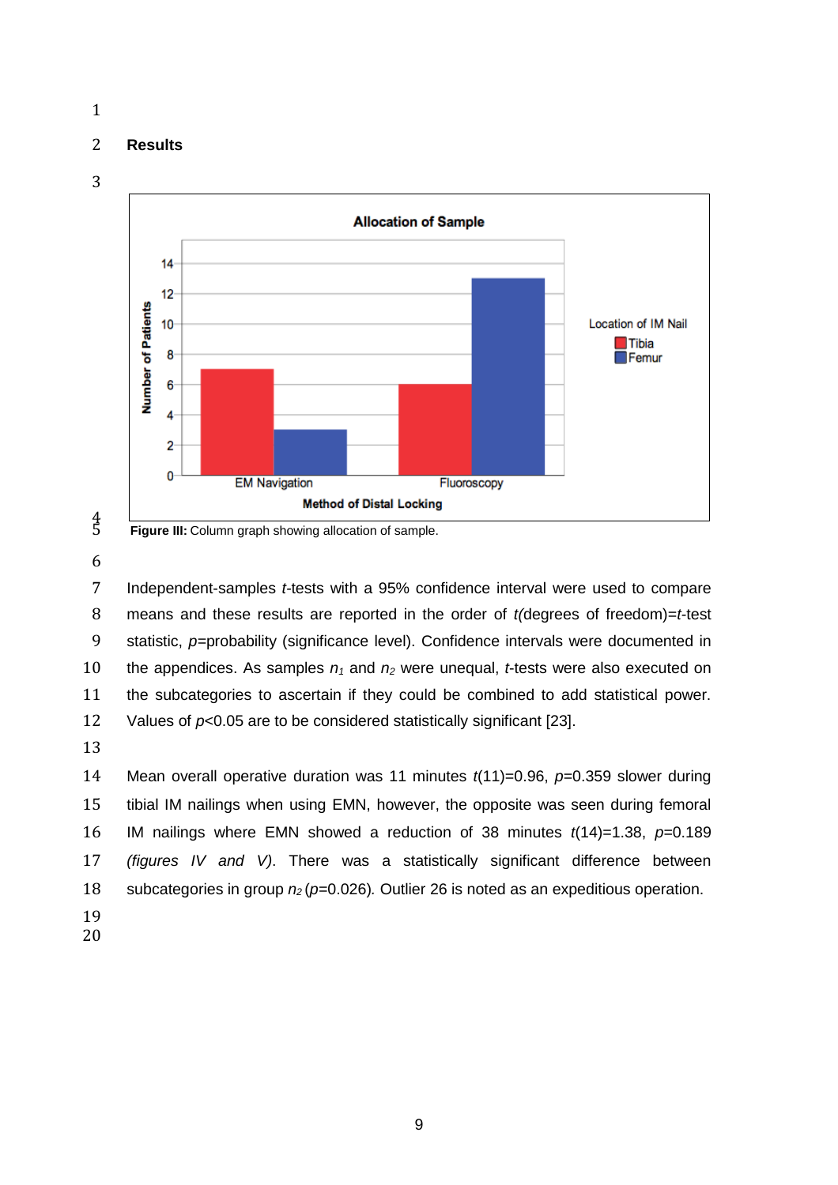## Results

Figure III: Column graph showing allocation of sample.

Independent-samples *t*-tests with a 95% confidence interval were used to compare means and these results are reported in the order of *t*(degrees of freedom)=*t*-test statistic, *p*=probability (significance level). Confidence intervals were documented in the appendices. As samples $n_1$ and $n_2$ were unequal, *t*-tests were also executed on the subcategories to ascertain if they could be combined to add statistical power. Values of $p<0.05$ are to be considered statistically significant [23].

Mean overall operative duration was 11 minutes $t(11)=0.96$, $p=0.359$ slower during tibial IM nailings when using EMN, however, the opposite was seen during femoral IM nailings where EMN showed a reduction of 38 minutes $t(14)=1.38$, $p=0.189$ *(figures IV and V)*. There was a statistically significant difference between subcategories in group $n_2$ ($p=0.026$). Outlier 26 is noted as an expeditious operation.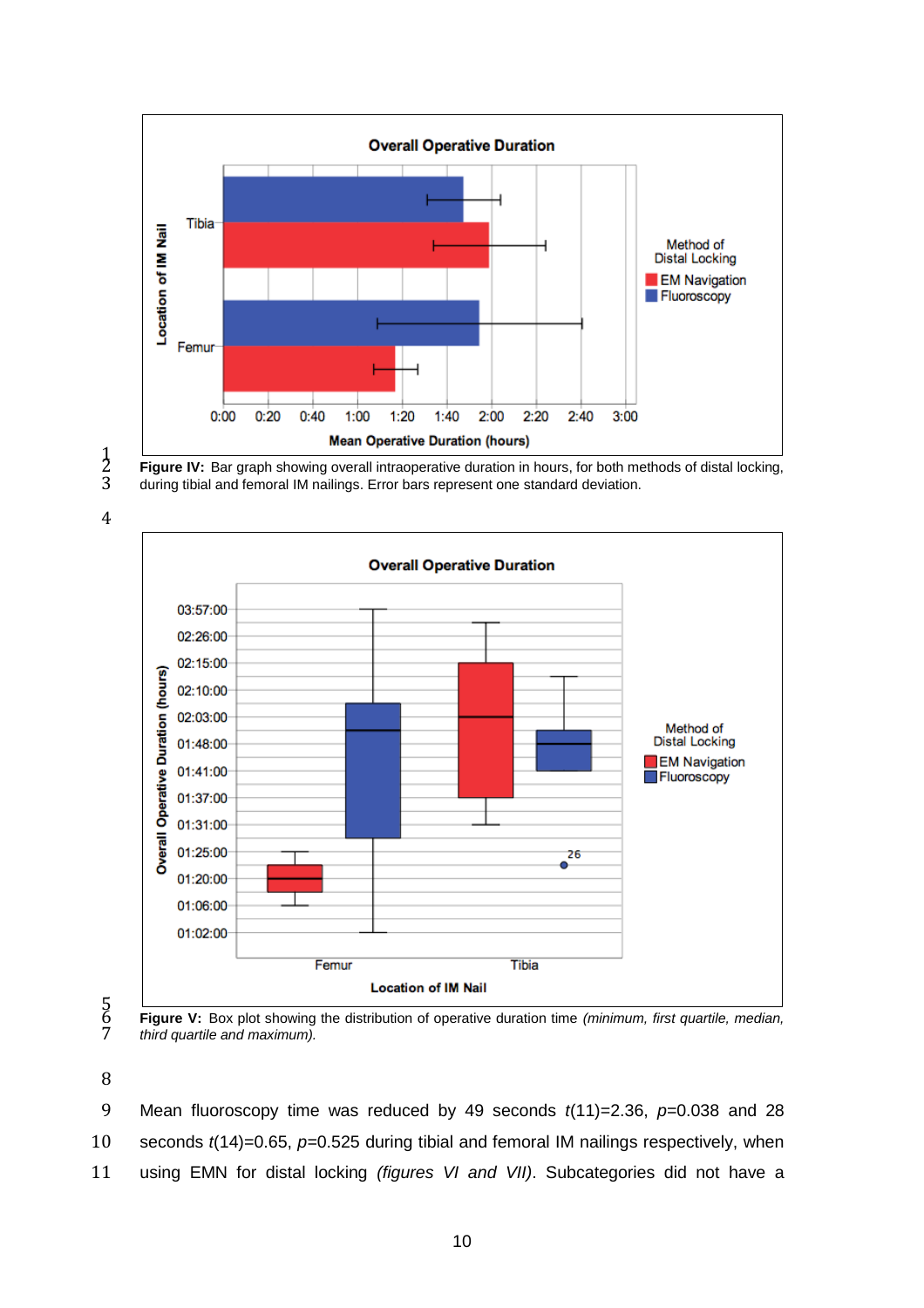**Figure IV:** Bar graph showing overall intraoperative duration in hours, for both methods of distal locking, during tibial and femoral IM nailings. Error bars represent one standard deviation.

**Figure V:** Box plot showing the distribution of operative duration time *(minimum, first quartile, median, third quartile and maximum).*

Mean fluoroscopy time was reduced by 49 seconds $t(11)=2.36$, $p=0.038$ and 28 seconds $t(14)=0.65$, $p=0.525$ during tibial and femoral IM nailings respectively, when using EMN for distal locking *(figures VI and VII)*. Subcategories did not have a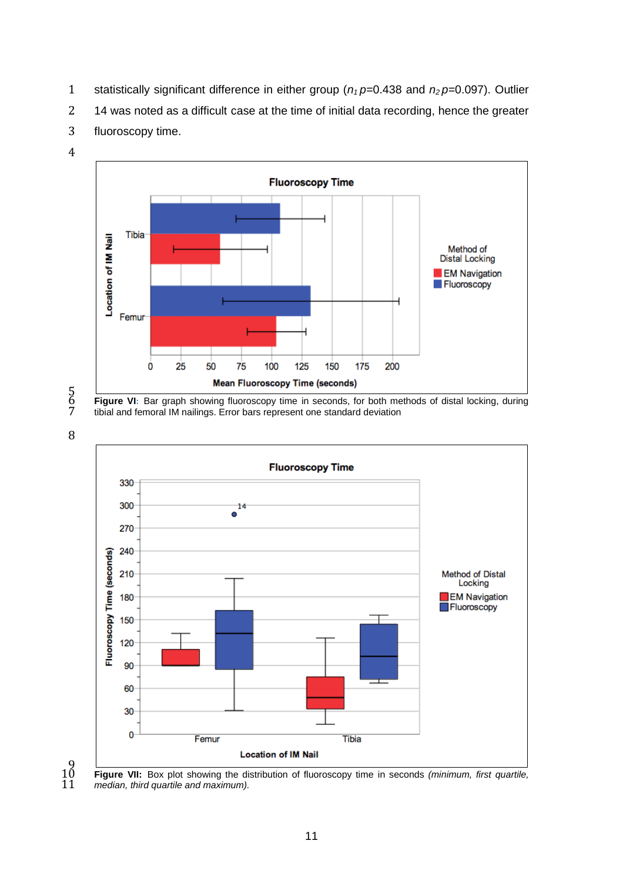statistically significant difference in either group ($n_1$ $p$=0.438 and $n_2$ $p$=0.097). Outlier 14 was noted as a difficult case at the time of initial data recording, hence the greater fluoroscopy time.

**Figure VI**: Bar graph showing fluoroscopy time in seconds, for both methods of distal locking, during tibial and femoral IM nailings. Error bars represent one standard deviation

**Figure VII:** Box plot showing the distribution of fluoroscopy time in seconds *(minimum, first quartile, median, third quartile and maximum).*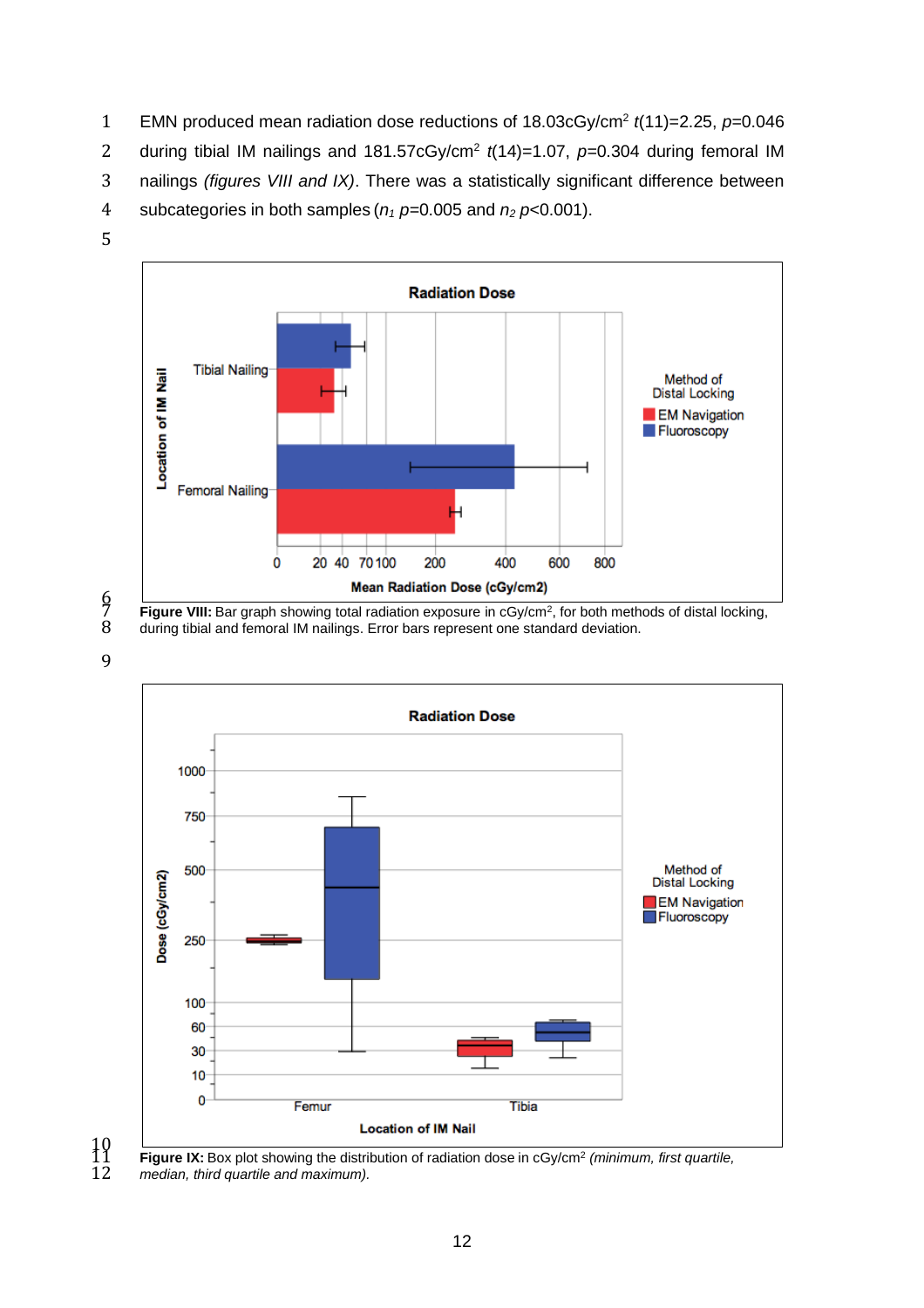EMN produced mean radiation dose reductions of 18.03cGy/cm$^2$ $t(11)=2.25$, $p=0.046$ during tibial IM nailings and 181.57cGy/cm$^2$ $t(14)=1.07$, $p=0.304$ during femoral IM nailings *(figures VIII and IX)*. There was a statistically significant difference between subcategories in both samples ($n_1$ $p=0.005$ and $n_2$ $p<0.001$).

**Figure VIII:** Bar graph showing total radiation exposure in cGy/cm$^2$, for both methods of distal locking, during tibial and femoral IM nailings. Error bars represent one standard deviation.

**Figure IX:** Box plot showing the distribution of radiation dose in cGy/cm$^2$ *(minimum, first quartile, median, third quartile and maximum).*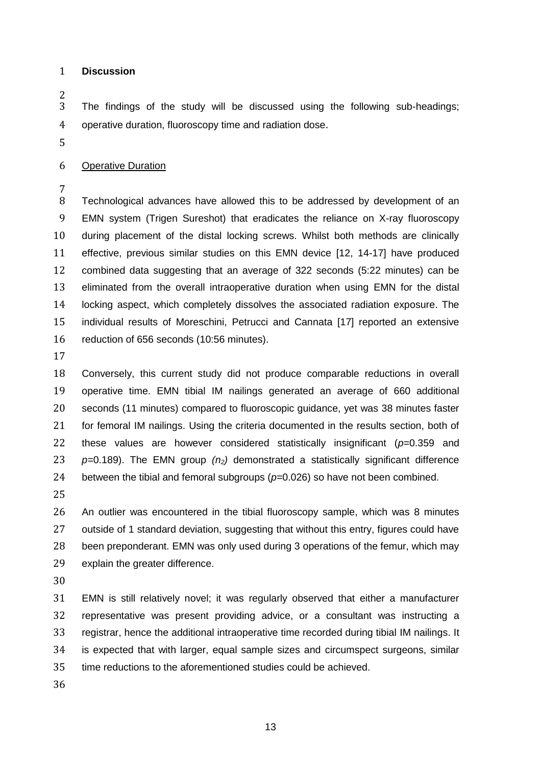## Discussion

The findings of the study will be discussed using the following sub-headings; operative duration, fluoroscopy time and radiation dose.

### Operative Duration

Technological advances have allowed this to be addressed by development of an EMN system (Trigen Sureshot) that eradicates the reliance on X-ray fluoroscopy during placement of the distal locking screws. Whilst both methods are clinically effective, previous similar studies on this EMN device [12, 14-17] have produced combined data suggesting that an average of 322 seconds (5:22 minutes) can be eliminated from the overall intraoperative duration when using EMN for the distal locking aspect, which completely dissolves the associated radiation exposure. The individual results of Moreschini, Petrucci and Cannata [17] reported an extensive reduction of 656 seconds (10:56 minutes).

Conversely, this current study did not produce comparable reductions in overall operative time. EMN tibial IM nailings generated an average of 660 additional seconds (11 minutes) compared to fluoroscopic guidance, yet was 38 minutes faster for femoral IM nailings. Using the criteria documented in the results section, both of these values are however considered statistically insignificant ($p$=0.359 and $p$=0.189). The EMN group ($n_2$) demonstrated a statistically significant difference between the tibial and femoral subgroups ($p$=0.026) so have not been combined.

An outlier was encountered in the tibial fluoroscopy sample, which was 8 minutes outside of 1 standard deviation, suggesting that without this entry, figures could have been preponderant. EMN was only used during 3 operations of the femur, which may explain the greater difference.

EMN is still relatively novel; it was regularly observed that either a manufacturer representative was present providing advice, or a consultant was instructing a registrar, hence the additional intraoperative time recorded during tibial IM nailings. It is expected that with larger, equal sample sizes and circumspect surgeons, similar time reductions to the aforementioned studies could be achieved.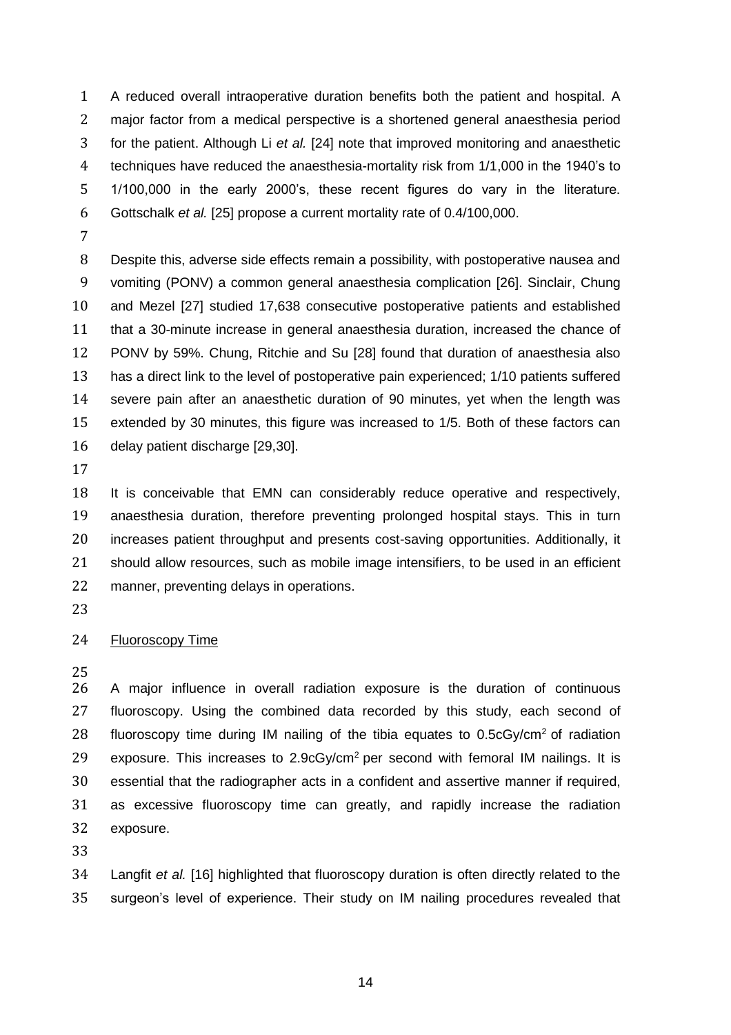A reduced overall intraoperative duration benefits both the patient and hospital. A major factor from a medical perspective is a shortened general anaesthesia period for the patient. Although Li *et al.* [24] note that improved monitoring and anaesthetic techniques have reduced the anaesthesia-mortality risk from 1/1,000 in the 1940's to 1/100,000 in the early 2000's, these recent figures do vary in the literature. Gottschalk *et al.* [25] propose a current mortality rate of 0.4/100,000.

Despite this, adverse side effects remain a possibility, with postoperative nausea and vomiting (PONV) a common general anaesthesia complication [26]. Sinclair, Chung and Mezel [27] studied 17,638 consecutive postoperative patients and established that a 30-minute increase in general anaesthesia duration, increased the chance of PONV by 59%. Chung, Ritchie and Su [28] found that duration of anaesthesia also has a direct link to the level of postoperative pain experienced; 1/10 patients suffered severe pain after an anaesthetic duration of 90 minutes, yet when the length was extended by 30 minutes, this figure was increased to 1/5. Both of these factors can delay patient discharge [29,30].

It is conceivable that EMN can considerably reduce operative and respectively, anaesthesia duration, therefore preventing prolonged hospital stays. This in turn increases patient throughput and presents cost-saving opportunities. Additionally, it should allow resources, such as mobile image intensifiers, to be used in an efficient manner, preventing delays in operations.

## Fluoroscopy Time

A major influence in overall radiation exposure is the duration of continuous fluoroscopy. Using the combined data recorded by this study, each second of fluoroscopy time during IM nailing of the tibia equates to $0.5\text{cGy/cm}^2$ of radiation exposure. This increases to $2.9\text{cGy/cm}^2$ per second with femoral IM nailings. It is essential that the radiographer acts in a confident and assertive manner if required, as excessive fluoroscopy time can greatly, and rapidly increase the radiation exposure.

Langfit *et al.* [16] highlighted that fluoroscopy duration is often directly related to the surgeon's level of experience. Their study on IM nailing procedures revealed that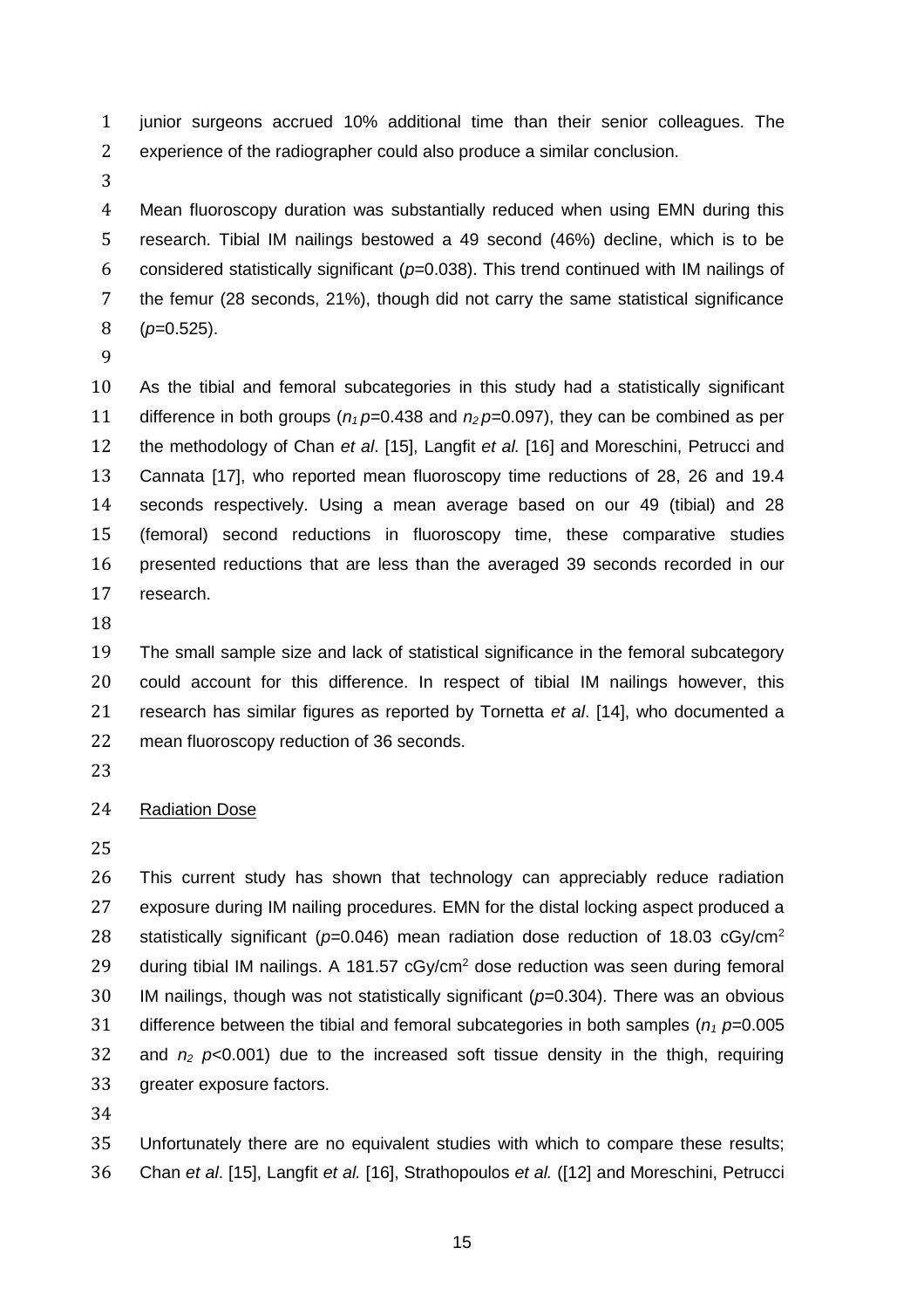junior surgeons accrued 10% additional time than their senior colleagues. The experience of the radiographer could also produce a similar conclusion.

Mean fluoroscopy duration was substantially reduced when using EMN during this research. Tibial IM nailings bestowed a 49 second (46%) decline, which is to be considered statistically significant ($p$=0.038). This trend continued with IM nailings of the femur (28 seconds, 21%), though did not carry the same statistical significance ($p$=0.525).

As the tibial and femoral subcategories in this study had a statistically significant difference in both groups ($n_1$ $p$=0.438 and $n_2$ $p$=0.097), they can be combined as per the methodology of Chan *et al*. [15], Langfit *et al.* [16] and Moreschini, Petrucci and Cannata [17], who reported mean fluoroscopy time reductions of 28, 26 and 19.4 seconds respectively. Using a mean average based on our 49 (tibial) and 28 (femoral) second reductions in fluoroscopy time, these comparative studies presented reductions that are less than the averaged 39 seconds recorded in our research.

The small sample size and lack of statistical significance in the femoral subcategory could account for this difference. In respect of tibial IM nailings however, this research has similar figures as reported by Tornetta *et al*. [14], who documented a mean fluoroscopy reduction of 36 seconds.

Radiation Dose

This current study has shown that technology can appreciably reduce radiation exposure during IM nailing procedures. EMN for the distal locking aspect produced a statistically significant ($p$=0.046) mean radiation dose reduction of 18.03 cGy/cm$^2$ during tibial IM nailings. A 181.57 cGy/cm$^2$ dose reduction was seen during femoral IM nailings, though was not statistically significant ($p$=0.304). There was an obvious difference between the tibial and femoral subcategories in both samples ($n_1$ $p$=0.005 and $n_2$ $p$<0.001) due to the increased soft tissue density in the thigh, requiring greater exposure factors.

Unfortunately there are no equivalent studies with which to compare these results; Chan *et al*. [15], Langfit *et al.* [16], Strathopoulos *et al.* ([12] and Moreschini, Petrucci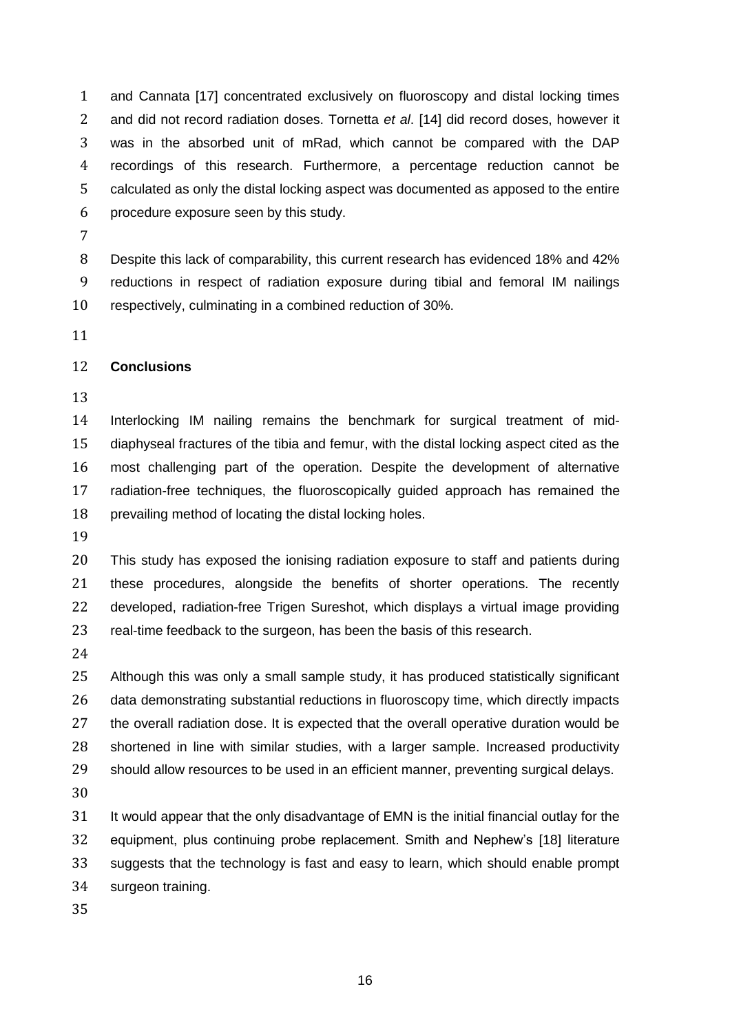and Cannata [17] concentrated exclusively on fluoroscopy and distal locking times and did not record radiation doses. Tornetta *et al*. [14] did record doses, however it was in the absorbed unit of mRad, which cannot be compared with the DAP recordings of this research. Furthermore, a percentage reduction cannot be calculated as only the distal locking aspect was documented as apposed to the entire procedure exposure seen by this study.

Despite this lack of comparability, this current research has evidenced 18% and 42% reductions in respect of radiation exposure during tibial and femoral IM nailings respectively, culminating in a combined reduction of 30%.

## Conclusions

Interlocking IM nailing remains the benchmark for surgical treatment of mid-diaphyseal fractures of the tibia and femur, with the distal locking aspect cited as the most challenging part of the operation. Despite the development of alternative radiation-free techniques, the fluoroscopically guided approach has remained the prevailing method of locating the distal locking holes.

This study has exposed the ionising radiation exposure to staff and patients during these procedures, alongside the benefits of shorter operations. The recently developed, radiation-free Trigen Sureshot, which displays a virtual image providing real-time feedback to the surgeon, has been the basis of this research.

Although this was only a small sample study, it has produced statistically significant data demonstrating substantial reductions in fluoroscopy time, which directly impacts the overall radiation dose. It is expected that the overall operative duration would be shortened in line with similar studies, with a larger sample. Increased productivity should allow resources to be used in an efficient manner, preventing surgical delays.

It would appear that the only disadvantage of EMN is the initial financial outlay for the equipment, plus continuing probe replacement. Smith and Nephew's [18] literature suggests that the technology is fast and easy to learn, which should enable prompt surgeon training.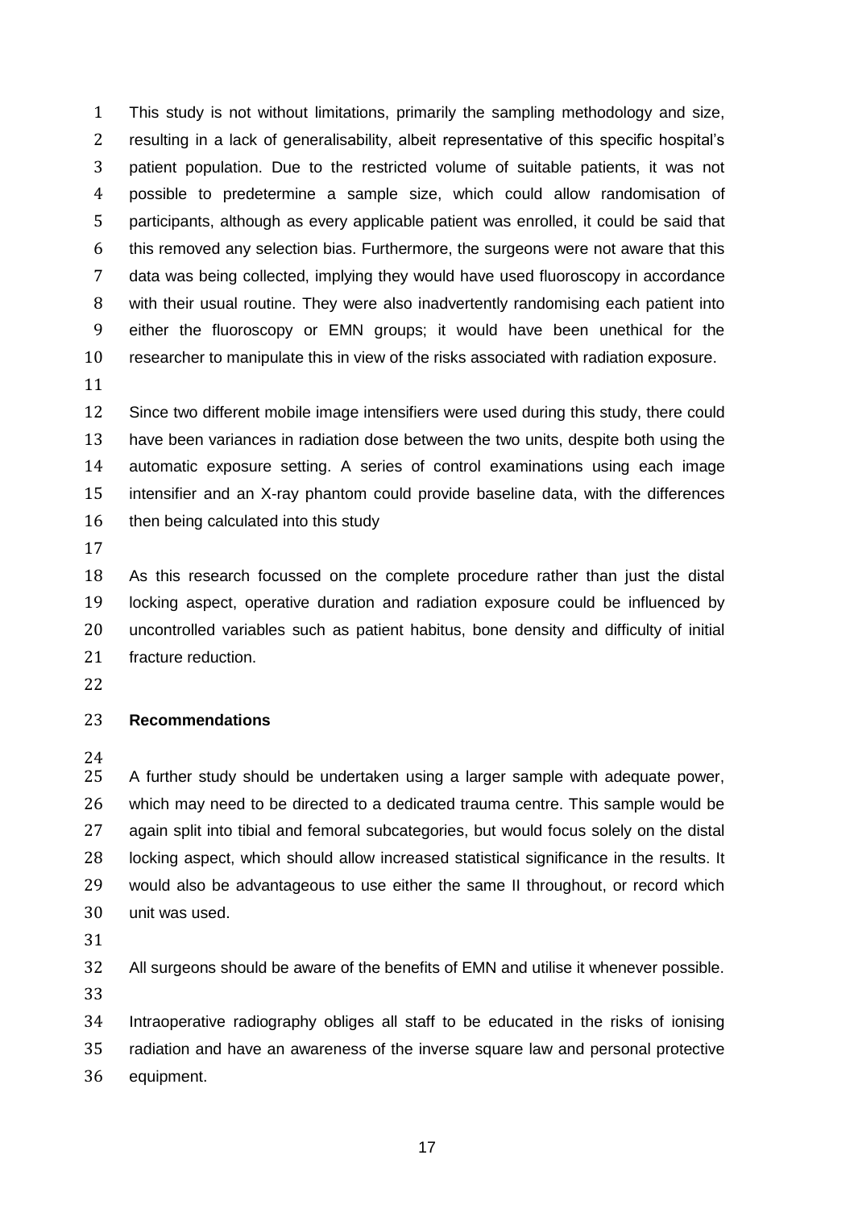This study is not without limitations, primarily the sampling methodology and size, resulting in a lack of generalisability, albeit representative of this specific hospital's patient population. Due to the restricted volume of suitable patients, it was not possible to predetermine a sample size, which could allow randomisation of participants, although as every applicable patient was enrolled, it could be said that this removed any selection bias. Furthermore, the surgeons were not aware that this data was being collected, implying they would have used fluoroscopy in accordance with their usual routine. They were also inadvertently randomising each patient into either the fluoroscopy or EMN groups; it would have been unethical for the researcher to manipulate this in view of the risks associated with radiation exposure.

Since two different mobile image intensifiers were used during this study, there could have been variances in radiation dose between the two units, despite both using the automatic exposure setting. A series of control examinations using each image intensifier and an X-ray phantom could provide baseline data, with the differences then being calculated into this study

As this research focussed on the complete procedure rather than just the distal locking aspect, operative duration and radiation exposure could be influenced by uncontrolled variables such as patient habitus, bone density and difficulty of initial fracture reduction.

**Recommendations**

A further study should be undertaken using a larger sample with adequate power, which may need to be directed to a dedicated trauma centre. This sample would be again split into tibial and femoral subcategories, but would focus solely on the distal locking aspect, which should allow increased statistical significance in the results. It would also be advantageous to use either the same II throughout, or record which unit was used.

All surgeons should be aware of the benefits of EMN and utilise it whenever possible.

Intraoperative radiography obliges all staff to be educated in the risks of ionising radiation and have an awareness of the inverse square law and personal protective equipment.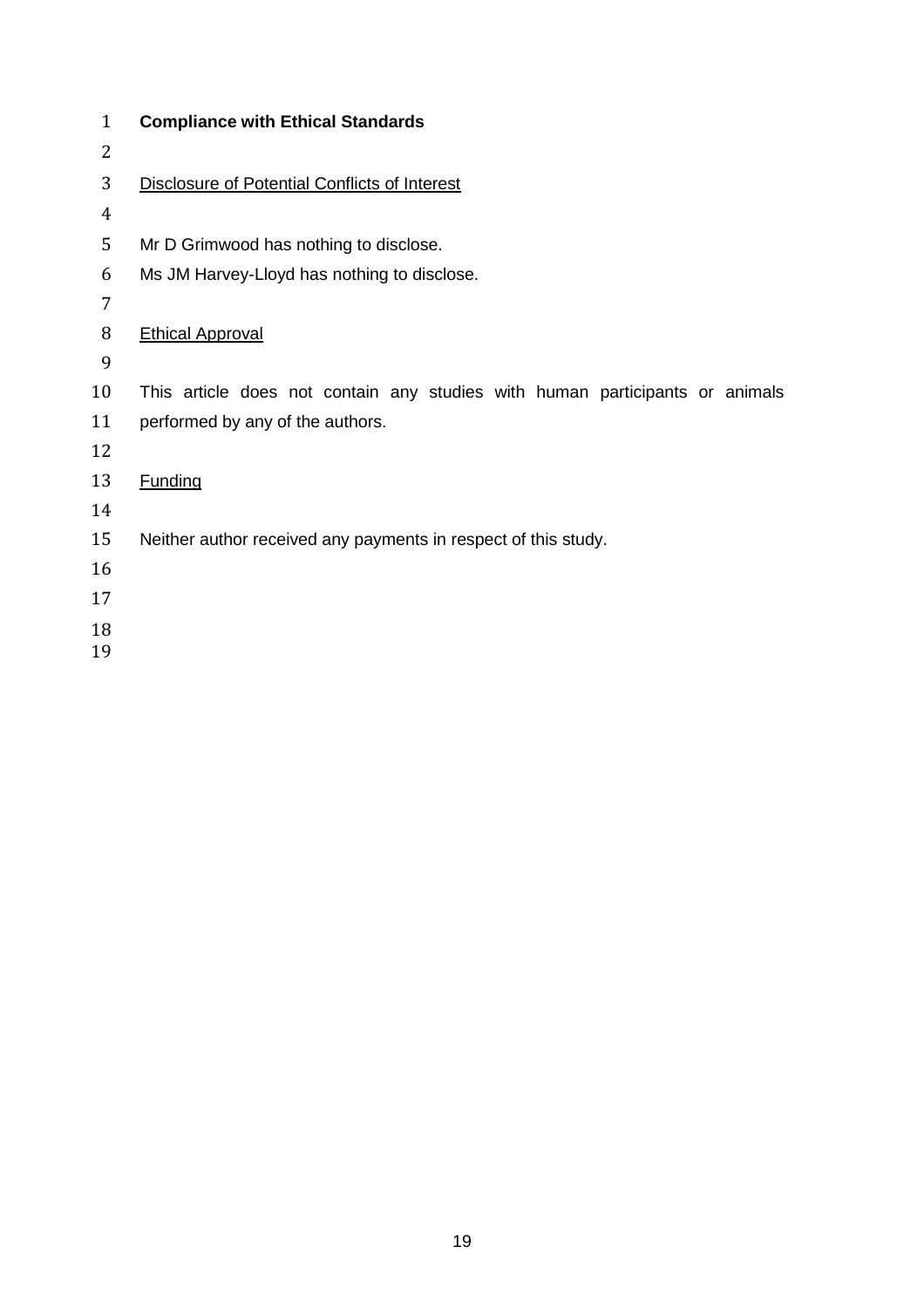**Compliance with Ethical Standards**

Disclosure of Potential Conflicts of Interest

Mr D Grimwood has nothing to disclose.
Ms JM Harvey-Lloyd has nothing to disclose.

Ethical Approval

This article does not contain any studies with human participants or animals performed by any of the authors.

Funding

Neither author received any payments in respect of this study.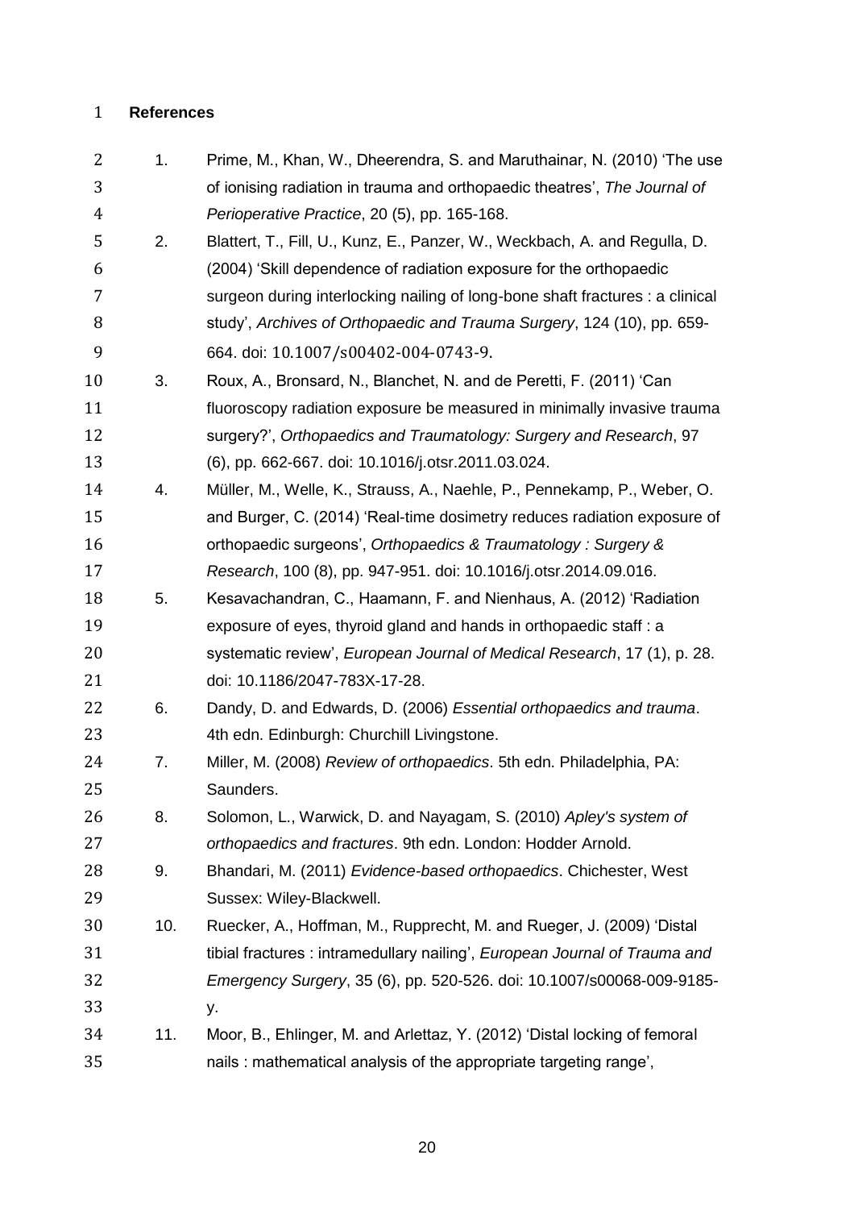**References**

1. Prime, M., Khan, W., Dheerendra, S. and Maruthainar, N. (2010) 'The use of ionising radiation in trauma and orthopaedic theatres', *The Journal of Perioperative Practice*, 20 (5), pp. 165-168.
2. Blattert, T., Fill, U., Kunz, E., Panzer, W., Weckbach, A. and Regulla, D. (2004) 'Skill dependence of radiation exposure for the orthopaedic surgeon during interlocking nailing of long-bone shaft fractures : a clinical study', *Archives of Orthopaedic and Trauma Surgery*, 124 (10), pp. 659-664. doi: 10.1007/s00402-004-0743-9.
3. Roux, A., Bronsard, N., Blanchet, N. and de Peretti, F. (2011) 'Can fluoroscopy radiation exposure be measured in minimally invasive trauma surgery?', *Orthopaedics and Traumatology: Surgery and Research*, 97 (6), pp. 662-667. doi: 10.1016/j.otsr.2011.03.024.
4. Müller, M., Welle, K., Strauss, A., Naehle, P., Pennekamp, P., Weber, O. and Burger, C. (2014) 'Real-time dosimetry reduces radiation exposure of orthopaedic surgeons', *Orthopaedics & Traumatology : Surgery & Research*, 100 (8), pp. 947-951. doi: 10.1016/j.otsr.2014.09.016.
5. Kesavachandran, C., Haamann, F. and Nienhaus, A. (2012) 'Radiation exposure of eyes, thyroid gland and hands in orthopaedic staff : a systematic review', *European Journal of Medical Research*, 17 (1), p. 28. doi: 10.1186/2047-783X-17-28.
6. Dandy, D. and Edwards, D. (2006) *Essential orthopaedics and trauma*. 4th edn. Edinburgh: Churchill Livingstone.
7. Miller, M. (2008) *Review of orthopaedics*. 5th edn. Philadelphia, PA: Saunders.
8. Solomon, L., Warwick, D. and Nayagam, S. (2010) *Apley's system of orthopaedics and fractures*. 9th edn. London: Hodder Arnold.
9. Bhandari, M. (2011) *Evidence-based orthopaedics*. Chichester, West Sussex: Wiley-Blackwell.
10. Ruecker, A., Hoffman, M., Rupprecht, M. and Rueger, J. (2009) 'Distal tibial fractures : intramedullary nailing', *European Journal of Trauma and Emergency Surgery*, 35 (6), pp. 520-526. doi: 10.1007/s00068-009-9185-y.
11. Moor, B., Ehlinger, M. and Arlettaz, Y. (2012) 'Distal locking of femoral nails : mathematical analysis of the appropriate targeting range',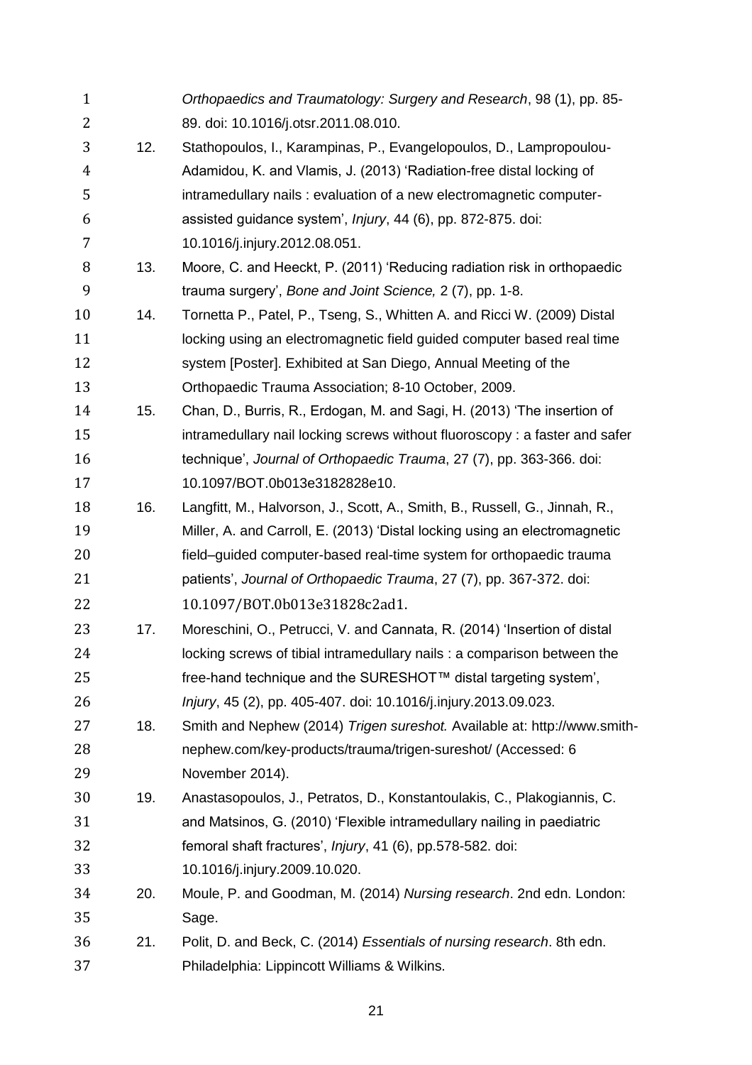*Orthopaedics and Traumatology: Surgery and Research*, 98 (1), pp. 85-89. doi: 10.1016/j.otsr.2011.08.010.

12. Stathopoulos, I., Karampinas, P., Evangelopoulos, D., Lampropoulou-Adamidou, K. and Vlamis, J. (2013) 'Radiation-free distal locking of intramedullary nails : evaluation of a new electromagnetic computer-assisted guidance system', *Injury*, 44 (6), pp. 872-875. doi: 10.1016/j.injury.2012.08.051.
13. Moore, C. and Heeckt, P. (2011) 'Reducing radiation risk in orthopaedic trauma surgery', *Bone and Joint Science,* 2 (7), pp. 1-8.
14. Tornetta P., Patel, P., Tseng, S., Whitten A. and Ricci W. (2009) Distal locking using an electromagnetic field guided computer based real time system [Poster]. Exhibited at San Diego, Annual Meeting of the Orthopaedic Trauma Association; 8-10 October, 2009.
15. Chan, D., Burris, R., Erdogan, M. and Sagi, H. (2013) 'The insertion of intramedullary nail locking screws without fluoroscopy : a faster and safer technique', *Journal of Orthopaedic Trauma*, 27 (7), pp. 363-366. doi: 10.1097/BOT.0b013e3182828e10.
16. Langfitt, M., Halvorson, J., Scott, A., Smith, B., Russell, G., Jinnah, R., Miller, A. and Carroll, E. (2013) 'Distal locking using an electromagnetic field–guided computer-based real-time system for orthopaedic trauma patients', *Journal of Orthopaedic Trauma*, 27 (7), pp. 367-372. doi: 10.1097/BOT.0b013e31828c2ad1.
17. Moreschini, O., Petrucci, V. and Cannata, R. (2014) 'Insertion of distal locking screws of tibial intramedullary nails : a comparison between the free-hand technique and the SURESHOT™ distal targeting system', *Injury*, 45 (2), pp. 405-407. doi: 10.1016/j.injury.2013.09.023.
18. Smith and Nephew (2014) *Trigen sureshot.* Available at: http://www.smith-nephew.com/key-products/trauma/trigen-sureshot/ (Accessed: 6 November 2014).
19. Anastasopoulos, J., Petratos, D., Konstantoulakis, C., Plakogiannis, C. and Matsinos, G. (2010) 'Flexible intramedullary nailing in paediatric femoral shaft fractures', *Injury*, 41 (6), pp.578-582. doi: 10.1016/j.injury.2009.10.020.
20. Moule, P. and Goodman, M. (2014) *Nursing research*. 2nd edn. London: Sage.
21. Polit, D. and Beck, C. (2014) *Essentials of nursing research*. 8th edn. Philadelphia: Lippincott Williams & Wilkins.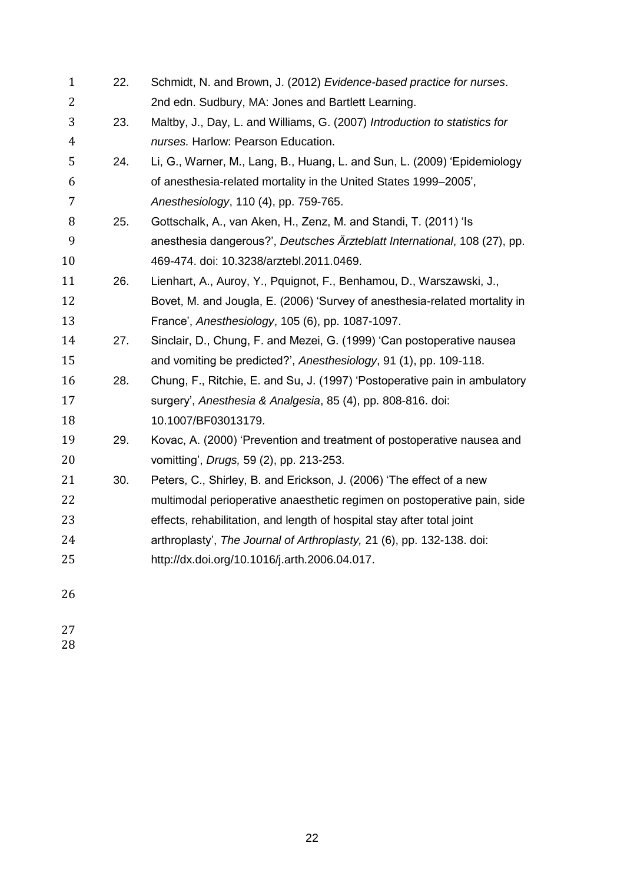22. Schmidt, N. and Brown, J. (2012) *Evidence-based practice for nurses*. 2nd edn. Sudbury, MA: Jones and Bartlett Learning.
23. Maltby, J., Day, L. and Williams, G. (2007) *Introduction to statistics for nurses.* Harlow: Pearson Education.
24. Li, G., Warner, M., Lang, B., Huang, L. and Sun, L. (2009) 'Epidemiology of anesthesia-related mortality in the United States 1999–2005', *Anesthesiology*, 110 (4), pp. 759-765.
25. Gottschalk, A., van Aken, H., Zenz, M. and Standi, T. (2011) 'Is anesthesia dangerous?', *Deutsches Ärzteblatt International*, 108 (27), pp. 469-474. doi: 10.3238/arztebl.2011.0469.
26. Lienhart, A., Auroy, Y., Pquignot, F., Benhamou, D., Warszawski, J., Bovet, M. and Jougla, E. (2006) 'Survey of anesthesia-related mortality in France', *Anesthesiology*, 105 (6), pp. 1087-1097.
27. Sinclair, D., Chung, F. and Mezei, G. (1999) 'Can postoperative nausea and vomiting be predicted?', *Anesthesiology*, 91 (1), pp. 109-118.
28. Chung, F., Ritchie, E. and Su, J. (1997) 'Postoperative pain in ambulatory surgery', *Anesthesia & Analgesia*, 85 (4), pp. 808-816. doi: 10.1007/BF03013179.
29. Kovac, A. (2000) 'Prevention and treatment of postoperative nausea and vomitting', *Drugs,* 59 (2), pp. 213-253.
30. Peters, C., Shirley, B. and Erickson, J. (2006) 'The effect of a new multimodal perioperative anaesthetic regimen on postoperative pain, side effects, rehabilitation, and length of hospital stay after total joint arthroplasty', *The Journal of Arthroplasty,* 21 (6), pp. 132-138. doi: http://dx.doi.org/10.1016/j.arth.2006.04.017.